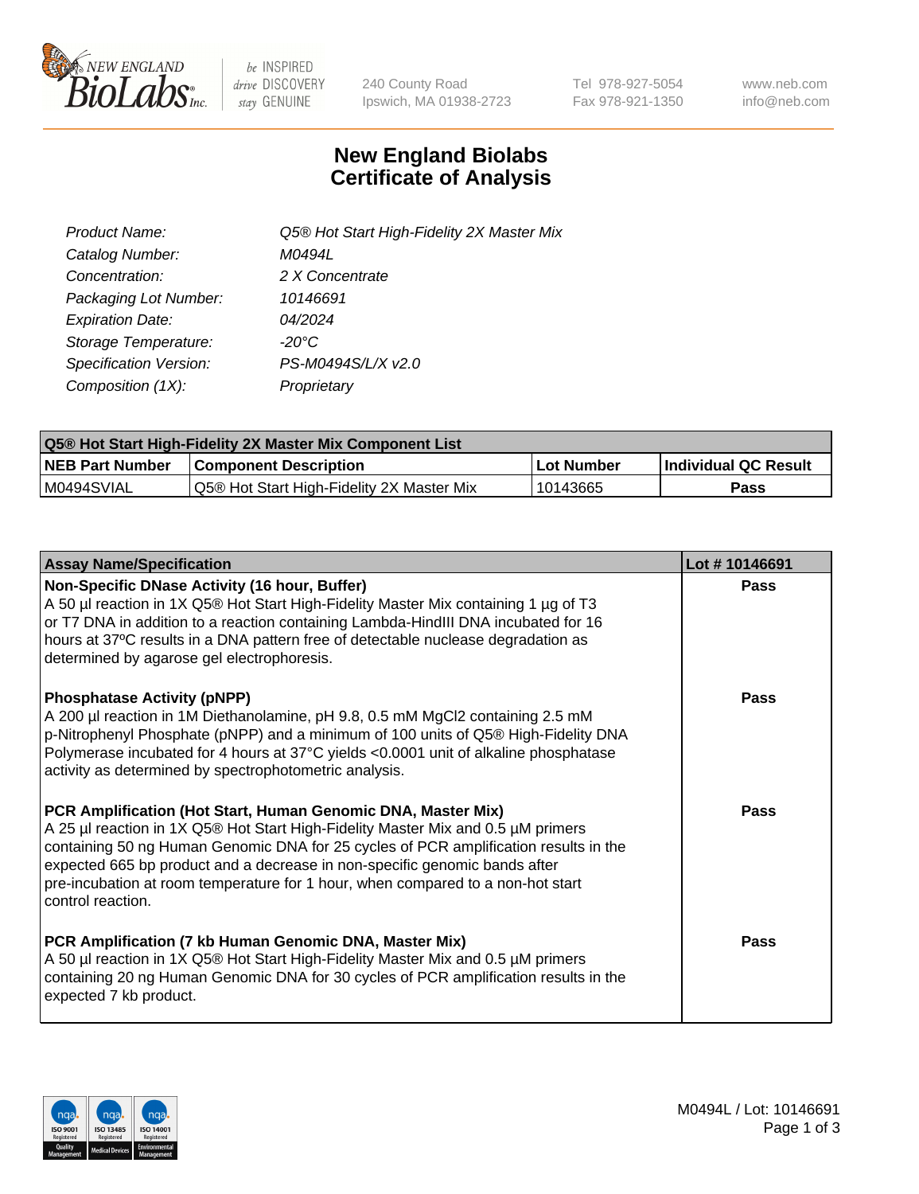240 County Road
Ipswich, MA 01938-2723

Tel 978-927-5054
Fax 978-921-1350

www.neb.com
info@neb.com

# New England Biolabs Certificate of Analysis

| | |
|---|---|
| *Product Name:* | *Q5® Hot Start High-Fidelity 2X Master Mix* |
| *Catalog Number:* | *M0494L* |
| *Concentration:* | *2 X Concentrate* |
| *Packaging Lot Number:* | *10146691* |
| *Expiration Date:* | *04/2024* |
| *Storage Temperature:* | *-20°C* |
| *Specification Version:* | *PS-M0494S/L/X v2.0* |
| *Composition (1X):* | *Proprietary* |

| Q5® Hot Start High-Fidelity 2X Master Mix Component List | | | |
|---|---|---|---|
| **NEB Part Number** | **Component Description** | **Lot Number** | **Individual QC Result** |
| M0494SVIAL | Q5® Hot Start High-Fidelity 2X Master Mix | 10143665 | **Pass** |

| Assay Name/Specification | Lot # 10146691 |
|---|---|
| **Non-Specific DNase Activity (16 hour, Buffer)** A 50 µl reaction in 1X Q5® Hot Start High-Fidelity Master Mix containing 1 µg of T3 or T7 DNA in addition to a reaction containing Lambda-HindIII DNA incubated for 16 hours at 37ºC results in a DNA pattern free of detectable nuclease degradation as determined by agarose gel electrophoresis. | **Pass** |
| **Phosphatase Activity (pNPP)** A 200 µl reaction in 1M Diethanolamine, pH 9.8, 0.5 mM $MgCl_2$ containing 2.5 mM p-Nitrophenyl Phosphate (pNPP) and a minimum of 100 units of Q5® High-Fidelity DNA Polymerase incubated for 4 hours at 37°C yields <0.0001 unit of alkaline phosphatase activity as determined by spectrophotometric analysis. | **Pass** |
| **PCR Amplification (Hot Start, Human Genomic DNA, Master Mix)** A 25 µl reaction in 1X Q5® Hot Start High-Fidelity Master Mix and 0.5 µM primers containing 50 ng Human Genomic DNA for 25 cycles of PCR amplification results in the expected 665 bp product and a decrease in non-specific genomic bands after pre-incubation at room temperature for 1 hour, when compared to a non-hot start control reaction. | **Pass** |
| **PCR Amplification (7 kb Human Genomic DNA, Master Mix)** A 50 µl reaction in 1X Q5® Hot Start High-Fidelity Master Mix and 0.5 µM primers containing 20 ng Human Genomic DNA for 30 cycles of PCR amplification results in the expected 7 kb product. | **Pass** |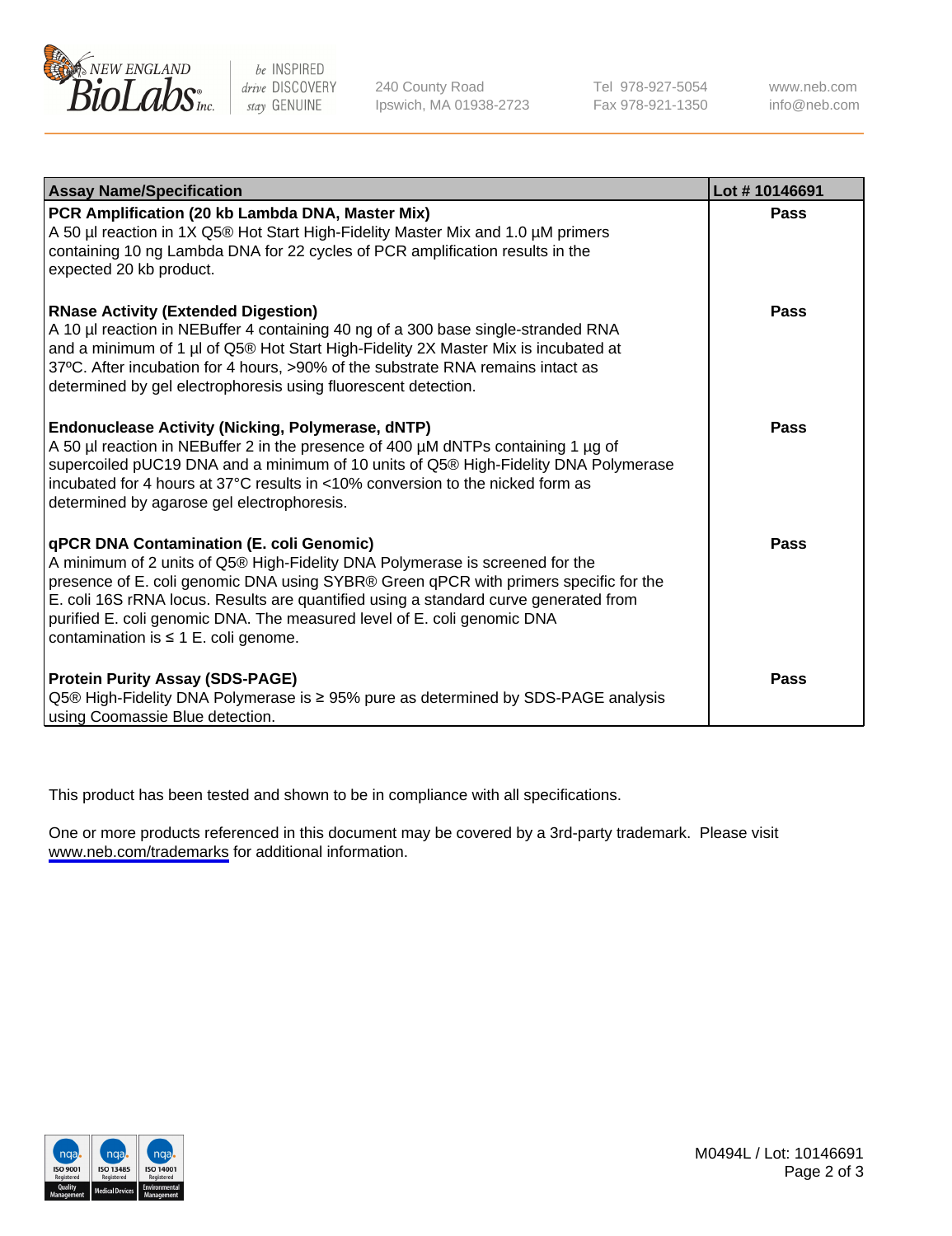| Assay Name/Specification | Lot # 10146691 |
| --- | --- |
| **PCR Amplification (20 kb Lambda DNA, Master Mix)**<br>A 50 µl reaction in 1X Q5® Hot Start High-Fidelity Master Mix and 1.0 µM primers containing 10 ng Lambda DNA for 22 cycles of PCR amplification results in the expected 20 kb product. | **Pass** |
| **RNase Activity (Extended Digestion)**<br>A 10 µl reaction in NEBuffer 4 containing 40 ng of a 300 base single-stranded RNA and a minimum of 1 µl of Q5® Hot Start High-Fidelity 2X Master Mix is incubated at 37ºC. After incubation for 4 hours, >90% of the substrate RNA remains intact as determined by gel electrophoresis using fluorescent detection. | **Pass** |
| **Endonuclease Activity (Nicking, Polymerase, dNTP)**<br>A 50 µl reaction in NEBuffer 2 in the presence of 400 µM dNTPs containing 1 µg of supercoiled pUC19 DNA and a minimum of 10 units of Q5® High-Fidelity DNA Polymerase incubated for 4 hours at 37°C results in <10% conversion to the nicked form as determined by agarose gel electrophoresis. | **Pass** |
| **qPCR DNA Contamination (E. coli Genomic)**<br>A minimum of 2 units of Q5® High-Fidelity DNA Polymerase is screened for the presence of E. coli genomic DNA using SYBR® Green qPCR with primers specific for the E. coli 16S rRNA locus. Results are quantified using a standard curve generated from purified E. coli genomic DNA. The measured level of E. coli genomic DNA contamination is ≤ 1 E. coli genome. | **Pass** |
| **Protein Purity Assay (SDS-PAGE)**<br>Q5® High-Fidelity DNA Polymerase is ≥ 95% pure as determined by SDS-PAGE analysis using Coomassie Blue detection. | **Pass** |

This product has been tested and shown to be in compliance with all specifications.

One or more products referenced in this document may be covered by a 3rd-party trademark. Please visit www.neb.com/trademarks for additional information.

M0494L / Lot: 10146691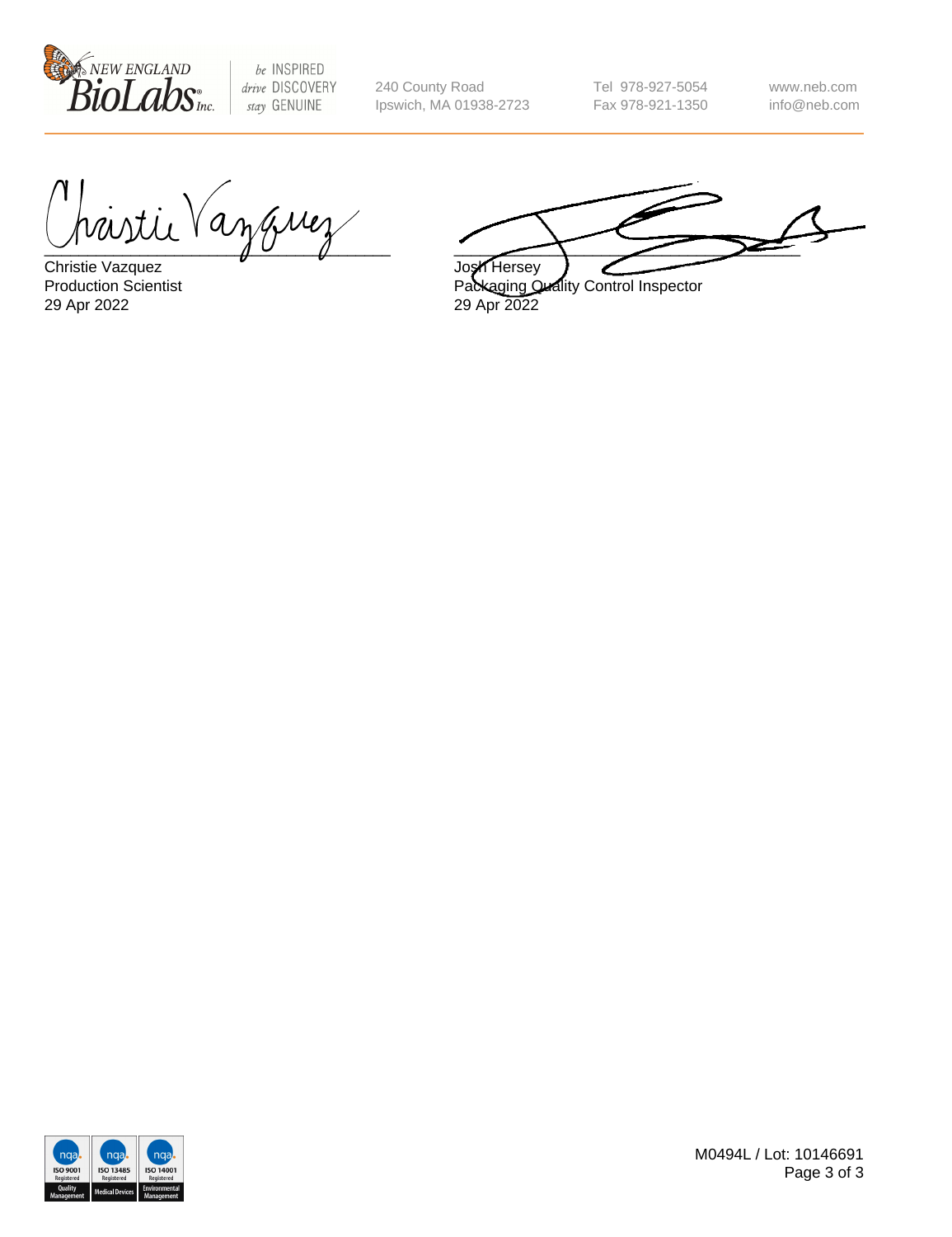NEW ENGLAND BioLabs Inc. — be INSPIRED drive DISCOVERY stay GENUINE

240 County Road
Ipswich, MA 01938-2723

Tel 978-927-5054
Fax 978-921-1350

www.neb.com
info@neb.com

Christie Vazquez
Production Scientist
29 Apr 2022

Josh Hersey
Packaging Quality Control Inspector
29 Apr 2022

nqa ISO 9001 Registered Quality Management | nqa ISO 13485 Registered Medical Devices | nqa ISO 14001 Registered Environmental Management

M0494L / Lot: 10146691